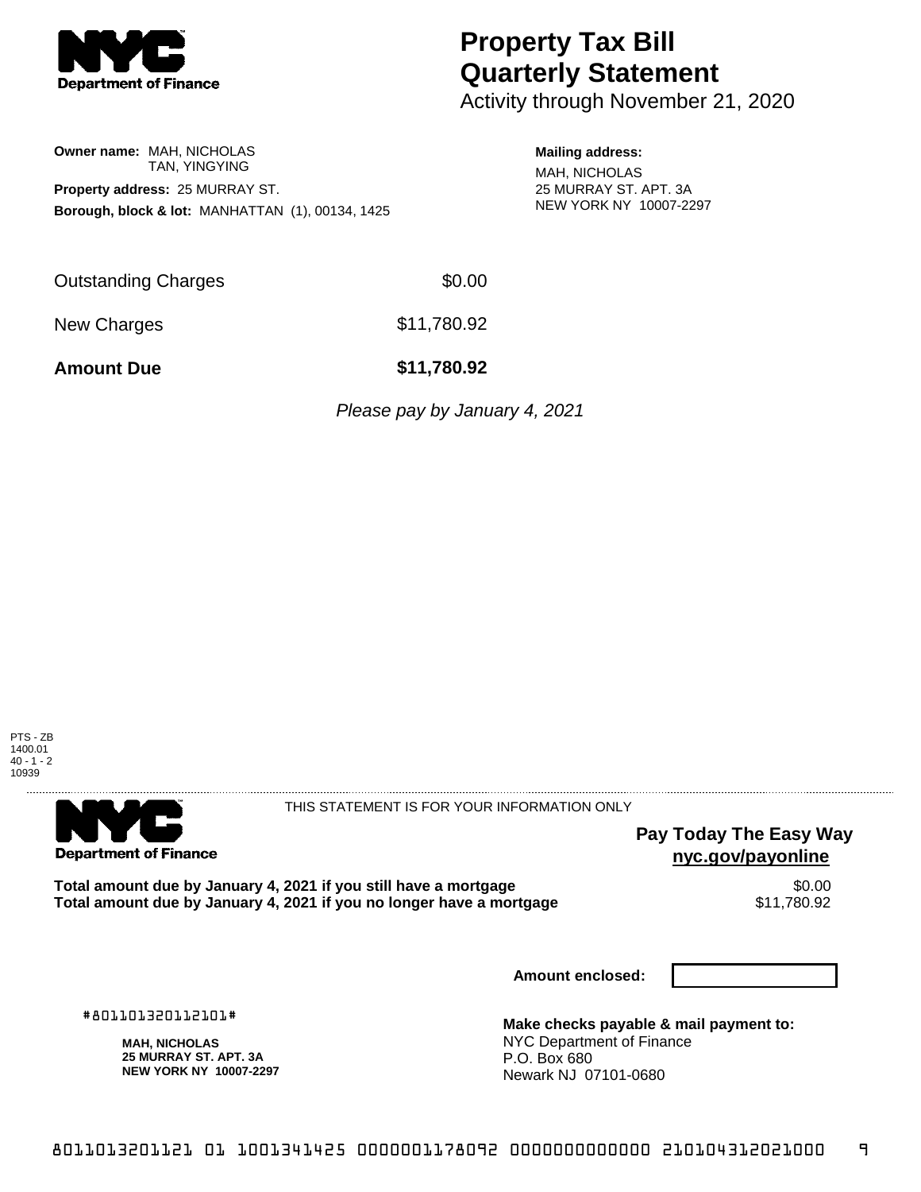**Department of Finance**

# Property Tax Bill Quarterly Statement

Activity through November 21, 2020

**Owner name:** MAH, NICHOLAS
TAN, YINGYING

**Property address:** 25 MURRAY ST.

**Borough, block & lot:** MANHATTAN (1), 00134, 1425

**Mailing address:**
MAH, NICHOLAS
25 MURRAY ST. APT. 3A
NEW YORK NY 10007-2297

| | |
|---|---|
| Outstanding Charges | $0.00 |
| New Charges | $11,780.92 |
| **Amount Due** | **$11,780.92** |

*Please pay by January 4, 2021*

PTS - ZB
1400.01
40 - 1 - 2
10939

**Department of Finance**

THIS STATEMENT IS FOR YOUR INFORMATION ONLY

**Pay Today The Easy Way**
**nyc.gov/payonline**

| | |
|---|---|
| **Total amount due by January 4, 2021 if you still have a mortgage** | $0.00 |
| **Total amount due by January 4, 2021 if you no longer have a mortgage** | $11,780.92 |

**Amount enclosed:**

#801101320112101#

**MAH, NICHOLAS**
**25 MURRAY ST. APT. 3A**
**NEW YORK NY 10007-2297**

**Make checks payable & mail payment to:**
NYC Department of Finance
P.O. Box 680
Newark NJ 07101-0680

8011013201121 01 1001341425 0000001178092 0000000000000 210104312021000 9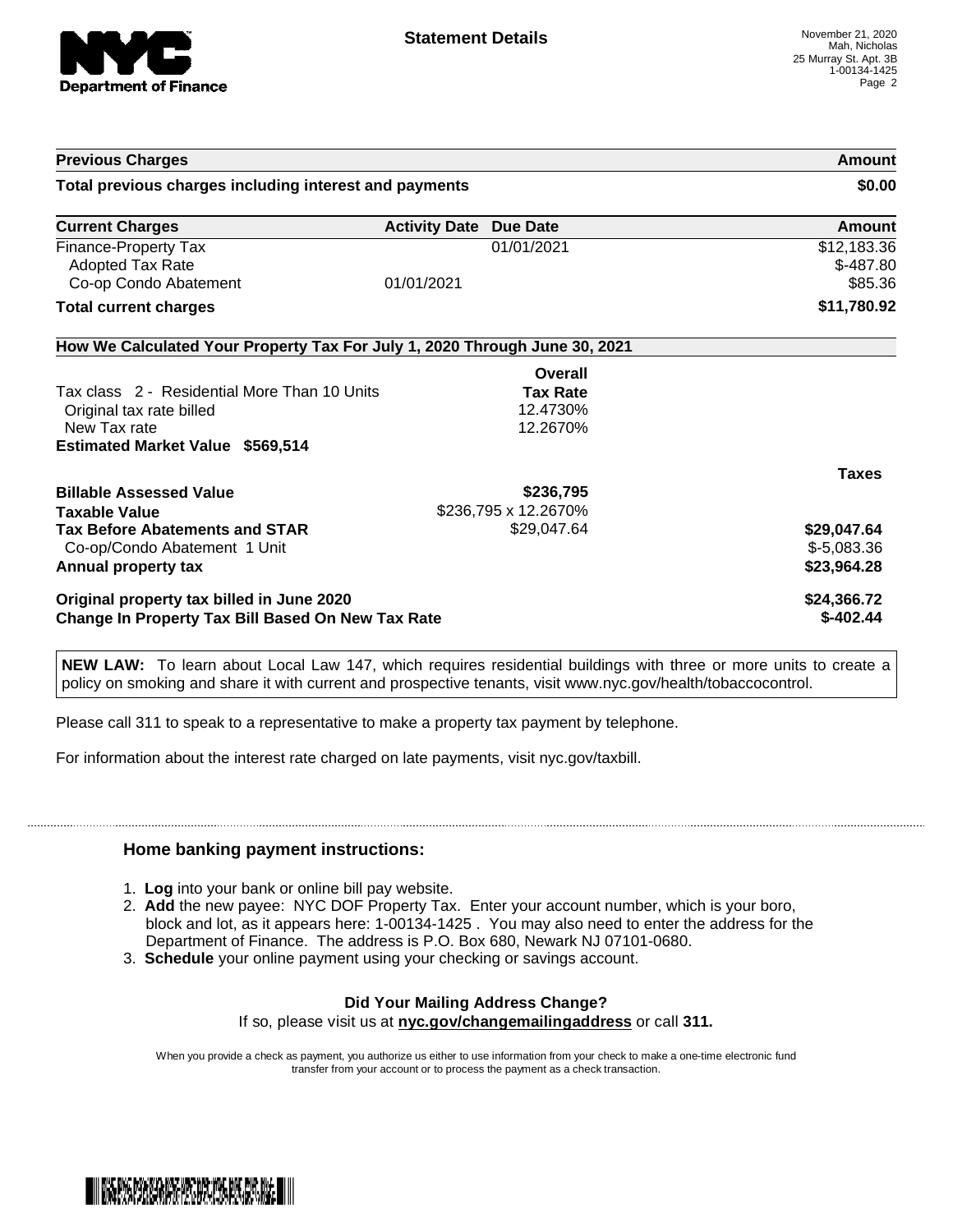# Statement Details

November 21, 2020
Mah, Nicholas
25 Murray St. Apt. 3B
1-00134-1425

| Previous Charges | Amount |
| --- | --- |
| **Total previous charges including interest and payments** | **$0.00** |

| Current Charges | Activity Date | Due Date | Amount |
| --- | --- | --- | --- |
| Finance-Property Tax | | 01/01/2021 | $12,183.36 |
| Adopted Tax Rate | | | $-487.80 |
| Co-op Condo Abatement | 01/01/2021 | | $85.36 |
| **Total current charges** | | | **$11,780.92** |

## How We Calculated Your Property Tax For July 1, 2020 Through June 30, 2021

| | Overall Tax Rate | |
| --- | --- | --- |
| Tax class 2 - Residential More Than 10 Units | | |
| Original tax rate billed | 12.4730% | |
| New Tax rate | 12.2670% | |
| **Estimated Market Value $569,514** | | |
| | | **Taxes** |
| **Billable Assessed Value** | **$236,795** | |
| **Taxable Value** | $236,795 x 12.2670% | |
| **Tax Before Abatements and STAR** | $29,047.64 | **$29,047.64** |
| Co-op/Condo Abatement 1 Unit | | $-5,083.36 |
| **Annual property tax** | | **$23,964.28** |
| **Original property tax billed in June 2020** | | **$24,366.72** |
| **Change In Property Tax Bill Based On New Tax Rate** | | **$-402.44** |

**NEW LAW:** To learn about Local Law 147, which requires residential buildings with three or more units to create a policy on smoking and share it with current and prospective tenants, visit www.nyc.gov/health/tobaccocontrol.

Please call 311 to speak to a representative to make a property tax payment by telephone.

For information about the interest rate charged on late payments, visit nyc.gov/taxbill.

## Home banking payment instructions:

1. **Log** into your bank or online bill pay website.
2. **Add** the new payee: NYC DOF Property Tax. Enter your account number, which is your boro, block and lot, as it appears here: 1-00134-1425 . You may also need to enter the address for the Department of Finance. The address is P.O. Box 680, Newark NJ 07101-0680.
3. **Schedule** your online payment using your checking or savings account.

**Did Your Mailing Address Change?**
If so, please visit us at **nyc.gov/changemailingaddress** or call **311.**

When you provide a check as payment, you authorize us either to use information from your check to make a one-time electronic fund transfer from your account or to process the payment as a check transaction.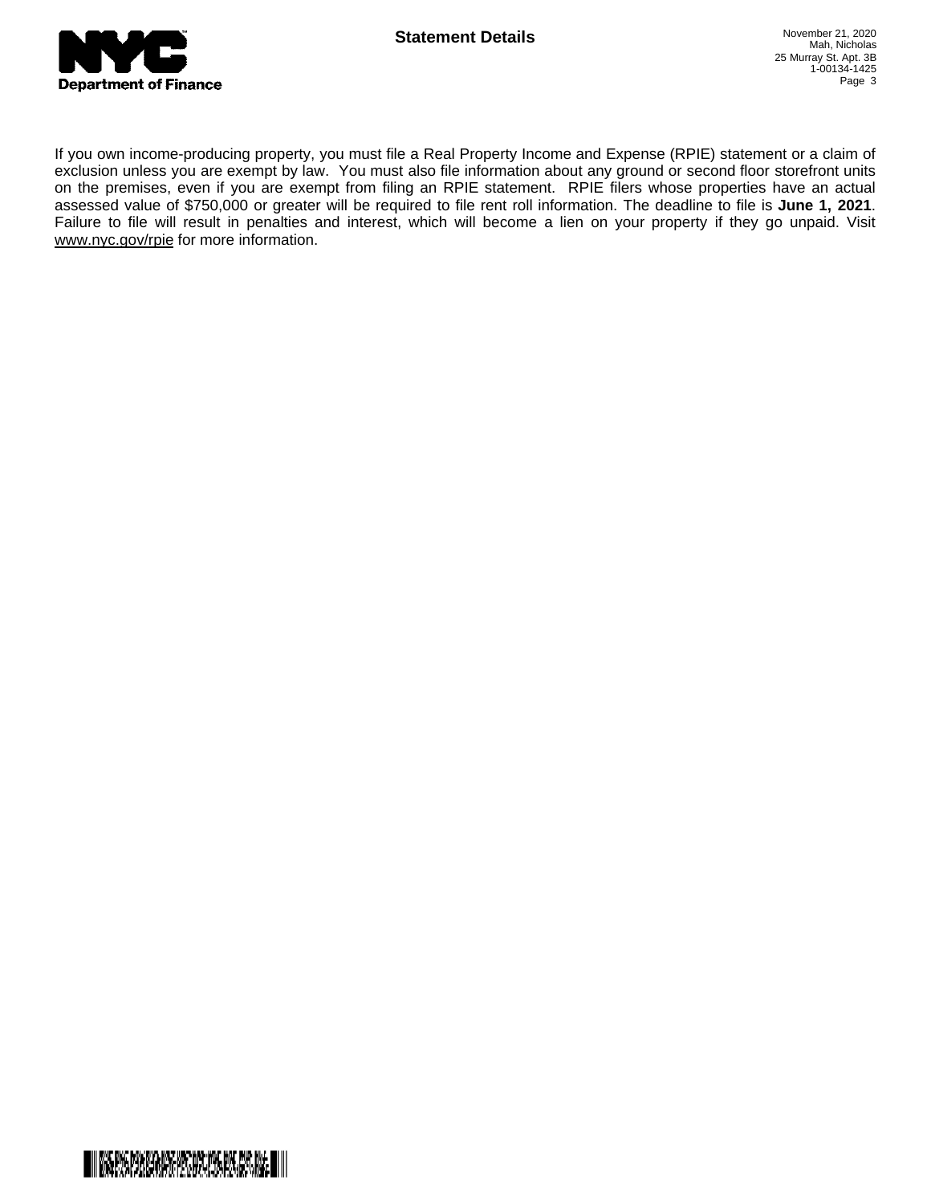If you own income-producing property, you must file a Real Property Income and Expense (RPIE) statement or a claim of exclusion unless you are exempt by law. You must also file information about any ground or second floor storefront units on the premises, even if you are exempt from filing an RPIE statement. RPIE filers whose properties have an actual assessed value of $750,000 or greater will be required to file rent roll information. The deadline to file is **June 1, 2021**. Failure to file will result in penalties and interest, which will become a lien on your property if they go unpaid. Visit www.nyc.gov/rpie for more information.